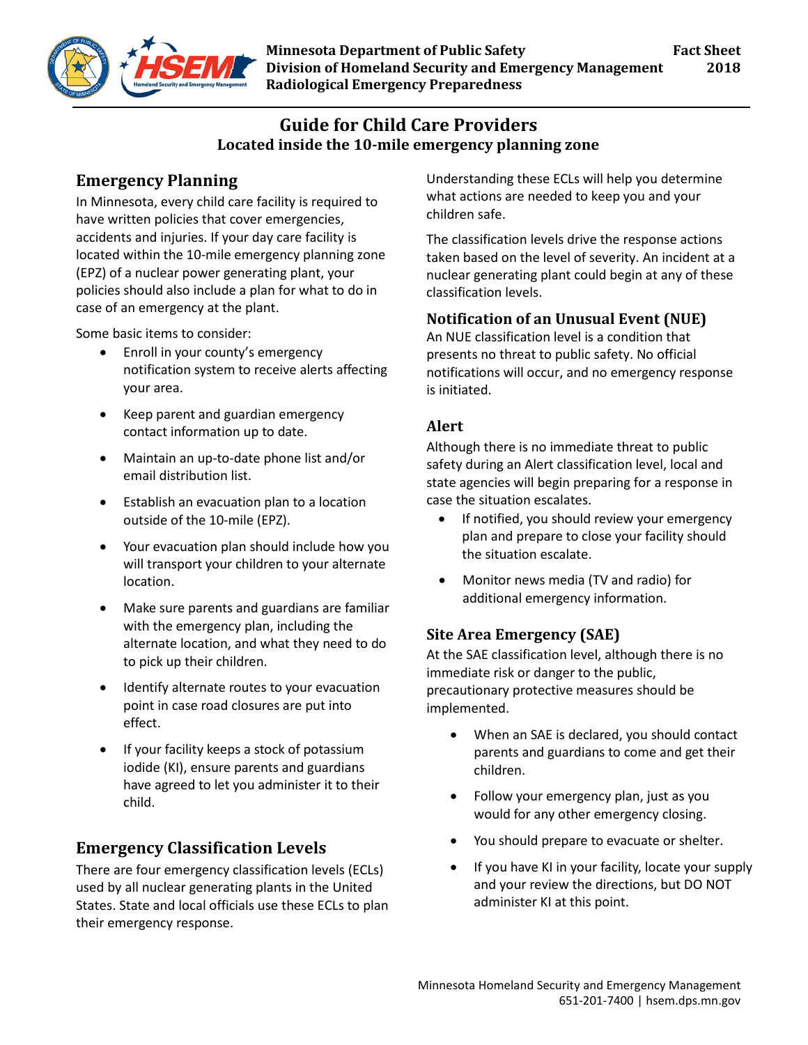Minnesota Department of Public Safety
Division of Homeland Security and Emergency Management
Radiological Emergency Preparedness

Fact Sheet
2018

# Guide for Child Care Providers

**Located inside the 10-mile emergency planning zone**

## Emergency Planning

In Minnesota, every child care facility is required to have written policies that cover emergencies, accidents and injuries. If your day care facility is located within the 10-mile emergency planning zone (EPZ) of a nuclear power generating plant, your policies should also include a plan for what to do in case of an emergency at the plant.

Some basic items to consider:

- Enroll in your county's emergency notification system to receive alerts affecting your area.
- Keep parent and guardian emergency contact information up to date.
- Maintain an up-to-date phone list and/or email distribution list.
- Establish an evacuation plan to a location outside of the 10-mile (EPZ).
- Your evacuation plan should include how you will transport your children to your alternate location.
- Make sure parents and guardians are familiar with the emergency plan, including the alternate location, and what they need to do to pick up their children.
- Identify alternate routes to your evacuation point in case road closures are put into effect.
- If your facility keeps a stock of potassium iodide (KI), ensure parents and guardians have agreed to let you administer it to their child.

## Emergency Classification Levels

There are four emergency classification levels (ECLs) used by all nuclear generating plants in the United States. State and local officials use these ECLs to plan their emergency response.

Understanding these ECLs will help you determine what actions are needed to keep you and your children safe.

The classification levels drive the response actions taken based on the level of severity. An incident at a nuclear generating plant could begin at any of these classification levels.

### Notification of an Unusual Event (NUE)

An NUE classification level is a condition that presents no threat to public safety. No official notifications will occur, and no emergency response is initiated.

### Alert

Although there is no immediate threat to public safety during an Alert classification level, local and state agencies will begin preparing for a response in case the situation escalates.

- If notified, you should review your emergency plan and prepare to close your facility should the situation escalate.
- Monitor news media (TV and radio) for additional emergency information.

### Site Area Emergency (SAE)

At the SAE classification level, although there is no immediate risk or danger to the public, precautionary protective measures should be implemented.

- When an SAE is declared, you should contact parents and guardians to come and get their children.
- Follow your emergency plan, just as you would for any other emergency closing.
- You should prepare to evacuate or shelter.
- If you have KI in your facility, locate your supply and your review the directions, but DO NOT administer KI at this point.

Minnesota Homeland Security and Emergency Management
651-201-7400 | hsem.dps.mn.gov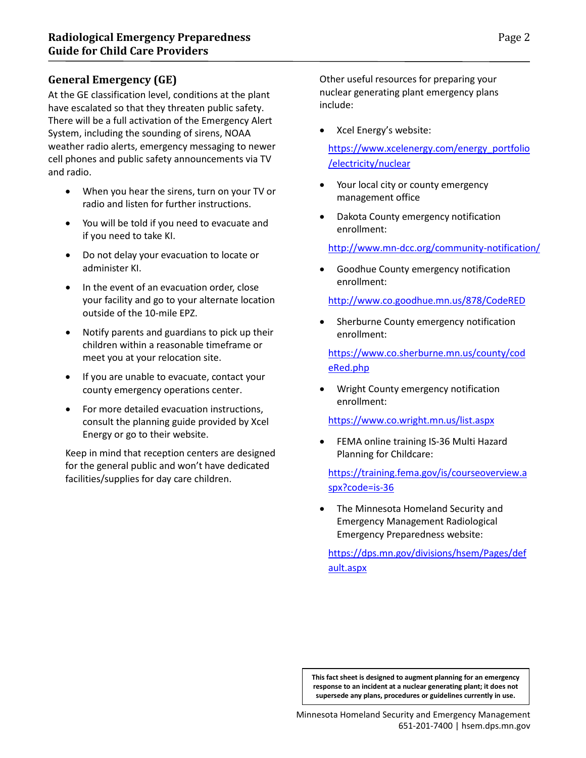## General Emergency (GE)

At the GE classification level, conditions at the plant have escalated so that they threaten public safety. There will be a full activation of the Emergency Alert System, including the sounding of sirens, NOAA weather radio alerts, emergency messaging to newer cell phones and public safety announcements via TV and radio.

- When you hear the sirens, turn on your TV or radio and listen for further instructions.
- You will be told if you need to evacuate and if you need to take KI.
- Do not delay your evacuation to locate or administer KI.
- In the event of an evacuation order, close your facility and go to your alternate location outside of the 10-mile EPZ.
- Notify parents and guardians to pick up their children within a reasonable timeframe or meet you at your relocation site.
- If you are unable to evacuate, contact your county emergency operations center.
- For more detailed evacuation instructions, consult the planning guide provided by Xcel Energy or go to their website.

Keep in mind that reception centers are designed for the general public and won't have dedicated facilities/supplies for day care children.

Other useful resources for preparing your nuclear generating plant emergency plans include:

- Xcel Energy's website:

  https://www.xcelenergy.com/energy_portfolio/electricity/nuclear

- Your local city or county emergency management office
- Dakota County emergency notification enrollment:

  http://www.mn-dcc.org/community-notification/

- Goodhue County emergency notification enrollment:

  http://www.co.goodhue.mn.us/878/CodeRED

- Sherburne County emergency notification enrollment:

  https://www.co.sherburne.mn.us/county/codeRed.php

- Wright County emergency notification enrollment:

  https://www.co.wright.mn.us/list.aspx

- FEMA online training IS-36 Multi Hazard Planning for Childcare:

  https://training.fema.gov/is/courseoverview.aspx?code=is-36

- The Minnesota Homeland Security and Emergency Management Radiological Emergency Preparedness website:

  https://dps.mn.gov/divisions/hsem/Pages/default.aspx

**This fact sheet is designed to augment planning for an emergency response to an incident at a nuclear generating plant; it does not supersede any plans, procedures or guidelines currently in use.**

Minnesota Homeland Security and Emergency Management
651-201-7400 | hsem.dps.mn.gov